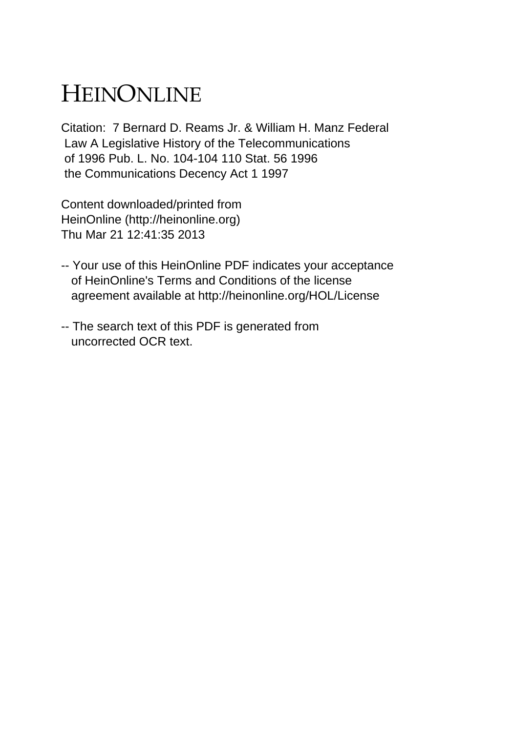# HEINONLINE

Citation: 7 Bernard D. Reams Jr. & William H. Manz Federal Law A Legislative History of the Telecommunications of 1996 Pub. L. No. 104-104 110 Stat. 56 1996 the Communications Decency Act 1 1997

Content downloaded/printed from HeinOnline (http://heinonline.org) Thu Mar 21 12:41:35 2013

-- Your use of this HeinOnline PDF indicates your acceptance of HeinOnline's Terms and Conditions of the license agreement available at http://heinonline.org/HOL/License

-- The search text of this PDF is generated from uncorrected OCR text.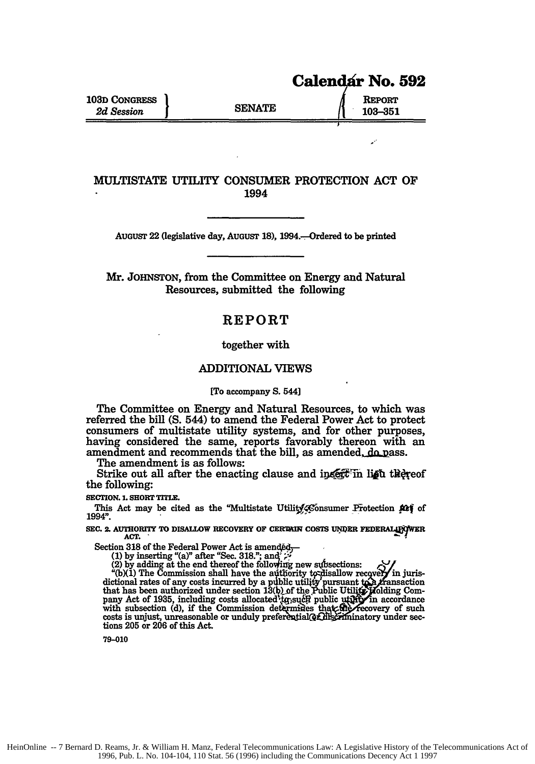# Calendar No. 592

103D CONGRESS
*2d Session*

SENATE

REPORT
103–351

## MULTISTATE UTILITY CONSUMER PROTECTION ACT OF 1994

AUGUST 22 (legislative day, AUGUST 18), 1994.—Ordered to be printed

Mr. JOHNSTON, from the Committee on Energy and Natural Resources, submitted the following

## REPORT

together with

## ADDITIONAL VIEWS

[To accompany S. 544]

The Committee on Energy and Natural Resources, to which was referred the bill (S. 544) to amend the Federal Power Act to protect consumers of multistate utility systems, and for other purposes, having considered the same, reports favorably thereon with an amendment and recommends that the bill, as amended, do pass.

The amendment is as follows:

Strike out all after the enacting clause and insert in lieu thereof the following:

SECTION. 1. SHORT TITLE.

This Act may be cited as the "Multistate Utility Consumer Protection Act of 1994".

SEC. 2. AUTHORITY TO DISALLOW RECOVERY OF CERTAIN COSTS UNDER FEDERAL POWER ACT.

Section 318 of the Federal Power Act is amended—

(1) by inserting "(a)" after "Sec. 318."; and

(2) by adding at the end thereof the following new subsections:

"(b)(1) The Commission shall have the authority to disallow recovery in jurisdictional rates of any costs incurred by a public utility pursuant to a transaction that has been authorized under section 13(b) of the Public Utility Holding Company Act of 1935, including costs allocated to such public utility in accordance with subsection (d), if the Commission determines that the recovery of such costs is unjust, unreasonable or unduly preferential or discriminatory under sections 205 or 206 of this Act.

79–010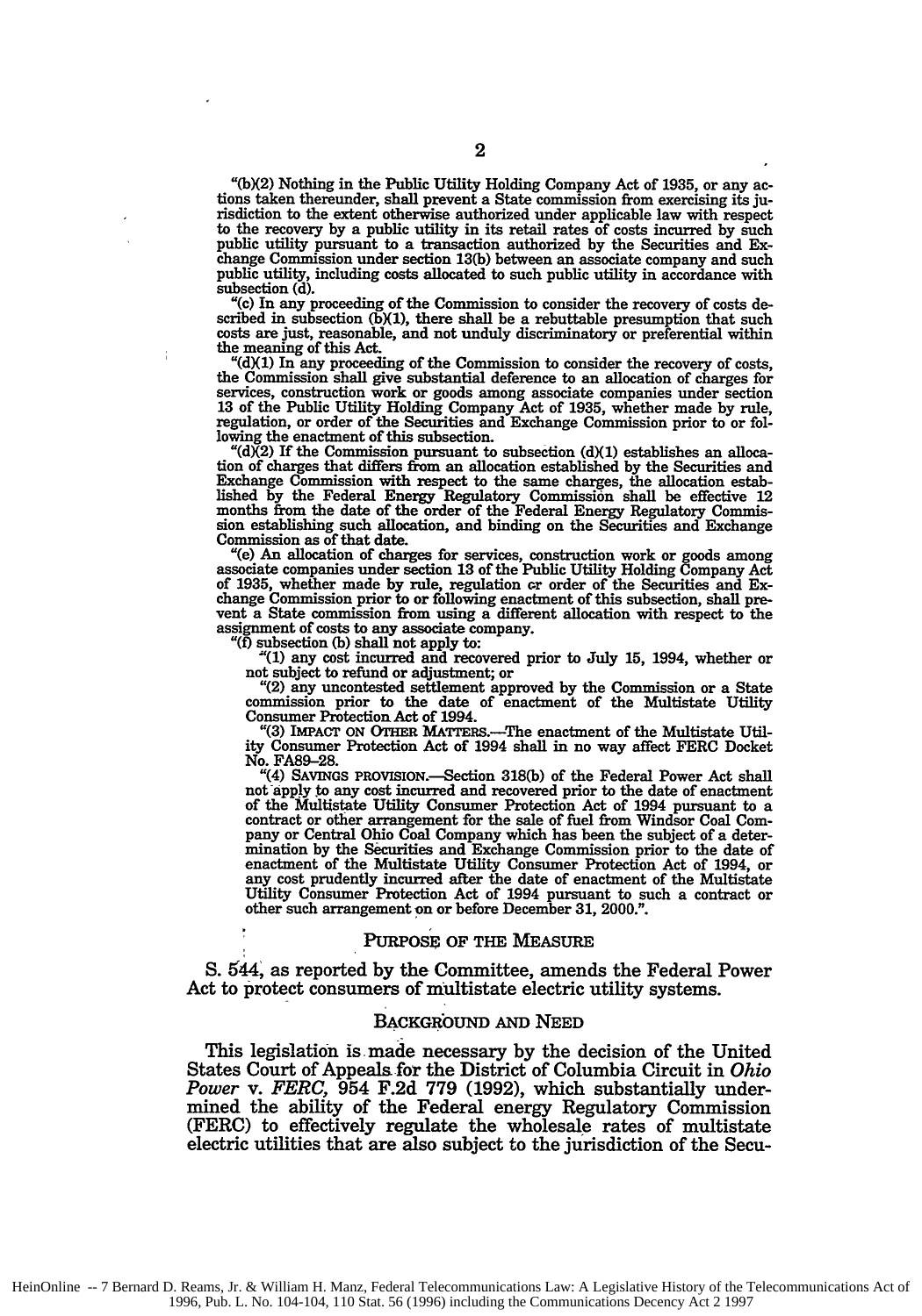"(b)(2) Nothing in the Public Utility Holding Company Act of 1935, or any actions taken thereunder, shall prevent a State commission from exercising its jurisdiction to the extent otherwise authorized under applicable law with respect to the recovery by a public utility in its retail rates of costs incurred by such public utility pursuant to a transaction authorized by the Securities and Exchange Commission under section 13(b) between an associate company and such public utility, including costs allocated to such public utility in accordance with subsection (d).

"(c) In any proceeding of the Commission to consider the recovery of costs described in subsection (b)(1), there shall be a rebuttable presumption that such costs are just, reasonable, and not unduly discriminatory or preferential within the meaning of this Act.

"(d)(1) In any proceeding of the Commission to consider the recovery of costs, the Commission shall give substantial deference to an allocation of charges for services, construction work or goods among associate companies under section 13 of the Public Utility Holding Company Act of 1935, whether made by rule, regulation, or order of the Securities and Exchange Commission prior to or following the enactment of this subsection.

"(d)(2) If the Commission pursuant to subsection (d)(1) establishes an allocation of charges that differs from an allocation established by the Securities and Exchange Commission with respect to the same charges, the allocation established by the Federal Energy Regulatory Commission shall be effective 12 months from the date of the order of the Federal Energy Regulatory Commission establishing such allocation, and binding on the Securities and Exchange Commission as of that date.

"(e) An allocation of charges for services, construction work or goods among associate companies under section 13 of the Public Utility Holding Company Act of 1935, whether made by rule, regulation or order of the Securities and Exchange Commission prior to or following enactment of this subsection, shall prevent a State commission from using a different allocation with respect to the assignment of costs to any associate company.

"(f) subsection (b) shall not apply to:

"(1) any cost incurred and recovered prior to July 15, 1994, whether or not subject to refund or adjustment; or

"(2) any uncontested settlement approved by the Commission or a State commission prior to the date of enactment of the Multistate Utility Consumer Protection Act of 1994.

"(3) IMPACT ON OTHER MATTERS.—The enactment of the Multistate Utility Consumer Protection Act of 1994 shall in no way affect FERC Docket No. FA89–28.

"(4) SAVINGS PROVISION.—Section 318(b) of the Federal Power Act shall not apply to any cost incurred and recovered prior to the date of enactment of the Multistate Utility Consumer Protection Act of 1994 pursuant to a contract or other arrangement for the sale of fuel from Windsor Coal Company or Central Ohio Coal Company which has been the subject of a determination by the Securities and Exchange Commission prior to the date of enactment of the Multistate Utility Consumer Protection Act of 1994, or any cost prudently incurred after the date of enactment of the Multistate Utility Consumer Protection Act of 1994 pursuant to such a contract or other such arrangement on or before December 31, 2000.".

## PURPOSE OF THE MEASURE

S. 544, as reported by the Committee, amends the Federal Power Act to protect consumers of multistate electric utility systems.

## BACKGROUND AND NEED

This legislation is made necessary by the decision of the United States Court of Appeals for the District of Columbia Circuit in *Ohio Power* v. *FERC*, 954 F.2d 779 (1992), which substantially undermined the ability of the Federal energy Regulatory Commission (FERC) to effectively regulate the wholesale rates of multistate electric utilities that are also subject to the jurisdiction of the Secu-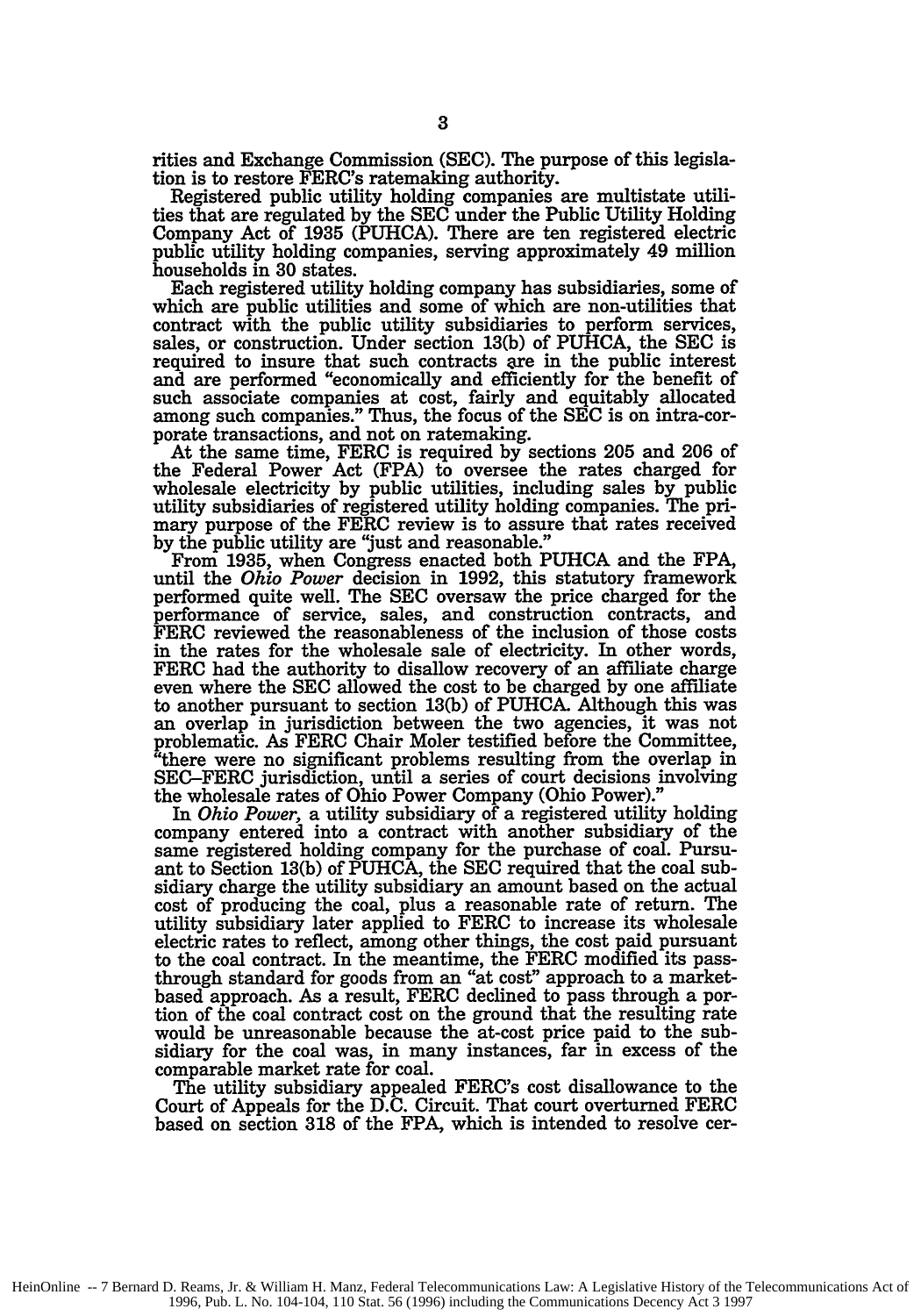rities and Exchange Commission (SEC). The purpose of this legislation is to restore FERC's ratemaking authority.

Registered public utility holding companies are multistate utilities that are regulated by the SEC under the Public Utility Holding Company Act of 1935 (PUHCA). There are ten registered electric public utility holding companies, serving approximately 49 million households in 30 states.

Each registered utility holding company has subsidiaries, some of which are public utilities and some of which are non-utilities that contract with the public utility subsidiaries to perform services, sales, or construction. Under section 13(b) of PUHCA, the SEC is required to insure that such contracts are in the public interest and are performed "economically and efficiently for the benefit of such associate companies at cost, fairly and equitably allocated among such companies." Thus, the focus of the SEC is on intra-corporate transactions, and not on ratemaking.

At the same time, FERC is required by sections 205 and 206 of the Federal Power Act (FPA) to oversee the rates charged for wholesale electricity by public utilities, including sales by public utility subsidiaries of registered utility holding companies. The primary purpose of the FERC review is to assure that rates received by the public utility are "just and reasonable."

From 1935, when Congress enacted both PUHCA and the FPA, until the *Ohio Power* decision in 1992, this statutory framework performed quite well. The SEC oversaw the price charged for the performance of service, sales, and construction contracts, and FERC reviewed the reasonableness of the inclusion of those costs in the rates for the wholesale sale of electricity. In other words, FERC had the authority to disallow recovery of an affiliate charge even where the SEC allowed the cost to be charged by one affiliate to another pursuant to section 13(b) of PUHCA. Although this was an overlap in jurisdiction between the two agencies, it was not problematic. As FERC Chair Moler testified before the Committee, "there were no significant problems resulting from the overlap in SEC–FERC jurisdiction, until a series of court decisions involving the wholesale rates of Ohio Power Company (Ohio Power)."

In *Ohio Power*, a utility subsidiary of a registered utility holding company entered into a contract with another subsidiary of the same registered holding company for the purchase of coal. Pursuant to Section 13(b) of PUHCA, the SEC required that the coal subsidiary charge the utility subsidiary an amount based on the actual cost of producing the coal, plus a reasonable rate of return. The utility subsidiary later applied to FERC to increase its wholesale electric rates to reflect, among other things, the cost paid pursuant to the coal contract. In the meantime, the FERC modified its pass-through standard for goods from an "at cost" approach to a market-based approach. As a result, FERC declined to pass through a portion of the coal contract cost on the ground that the resulting rate would be unreasonable because the at-cost price paid to the subsidiary for the coal was, in many instances, far in excess of the comparable market rate for coal.

The utility subsidiary appealed FERC's cost disallowance to the Court of Appeals for the D.C. Circuit. That court overturned FERC based on section 318 of the FPA, which is intended to resolve cer-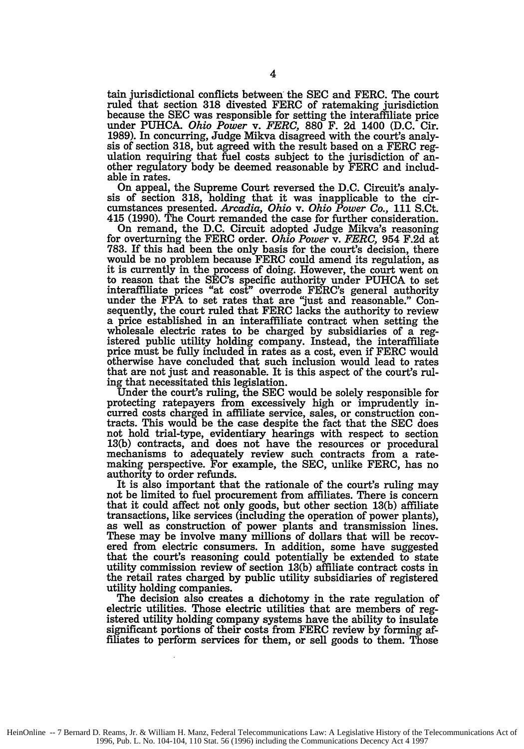tain jurisdictional conflicts between the SEC and FERC. The court ruled that section 318 divested FERC of ratemaking jurisdiction because the SEC was responsible for setting the interaffiliate price under PUHCA. *Ohio Power* v. *FERC,* 880 F. 2d 1400 (D.C. Cir. 1989). In concurring, Judge Mikva disagreed with the court's analysis of section 318, but agreed with the result based on a FERC regulation requiring that fuel costs subject to the jurisdiction of another regulatory body be deemed reasonable by FERC and includable in rates.

On appeal, the Supreme Court reversed the D.C. Circuit's analysis of section 318, holding that it was inapplicable to the circumstances presented. *Arcadia, Ohio* v. *Ohio Power Co.,* 111 S.Ct. 415 (1990). The Court remanded the case for further consideration.

On remand, the D.C. Circuit adopted Judge Mikva's reasoning for overturning the FERC order. *Ohio Power* v. *FERC,* 954 F.2d at 783. If this had been the only basis for the court's decision, there would be no problem because FERC could amend its regulation, as it is currently in the process of doing. However, the court went on to reason that the SEC's specific authority under PUHCA to set interaffiliate prices "at cost" overrode FERC's general authority under the FPA to set rates that are "just and reasonable." Consequently, the court ruled that FERC lacks the authority to review a price established in an interaffiliate contract when setting the wholesale electric rates to be charged by subsidiaries of a registered public utility holding company. Instead, the interaffiliate price must be fully included in rates as a cost, even if FERC would otherwise have concluded that such inclusion would lead to rates that are not just and reasonable. It is this aspect of the court's ruling that necessitated this legislation.

Under the court's ruling, the SEC would be solely responsible for protecting ratepayers from excessively high or imprudently incurred costs charged in affiliate service, sales, or construction contracts. This would be the case despite the fact that the SEC does not hold trial-type, evidentiary hearings with respect to section 13(b) contracts, and does not have the resources or procedural mechanisms to adequately review such contracts from a ratemaking perspective. For example, the SEC, unlike FERC, has no authority to order refunds.

It is also important that the rationale of the court's ruling may not be limited to fuel procurement from affiliates. There is concern that it could affect not only goods, but other section 13(b) affiliate transactions, like services (including the operation of power plants), as well as construction of power plants and transmission lines. These may be involve many millions of dollars that will be recovered from electric consumers. In addition, some have suggested that the court's reasoning could potentially be extended to state utility commission review of section 13(b) affiliate contract costs in the retail rates charged by public utility subsidiaries of registered utility holding companies.

The decision also creates a dichotomy in the rate regulation of electric utilities. Those electric utilities that are members of registered utility holding company systems have the ability to insulate significant portions of their costs from FERC review by forming affiliates to perform services for them, or sell goods to them. Those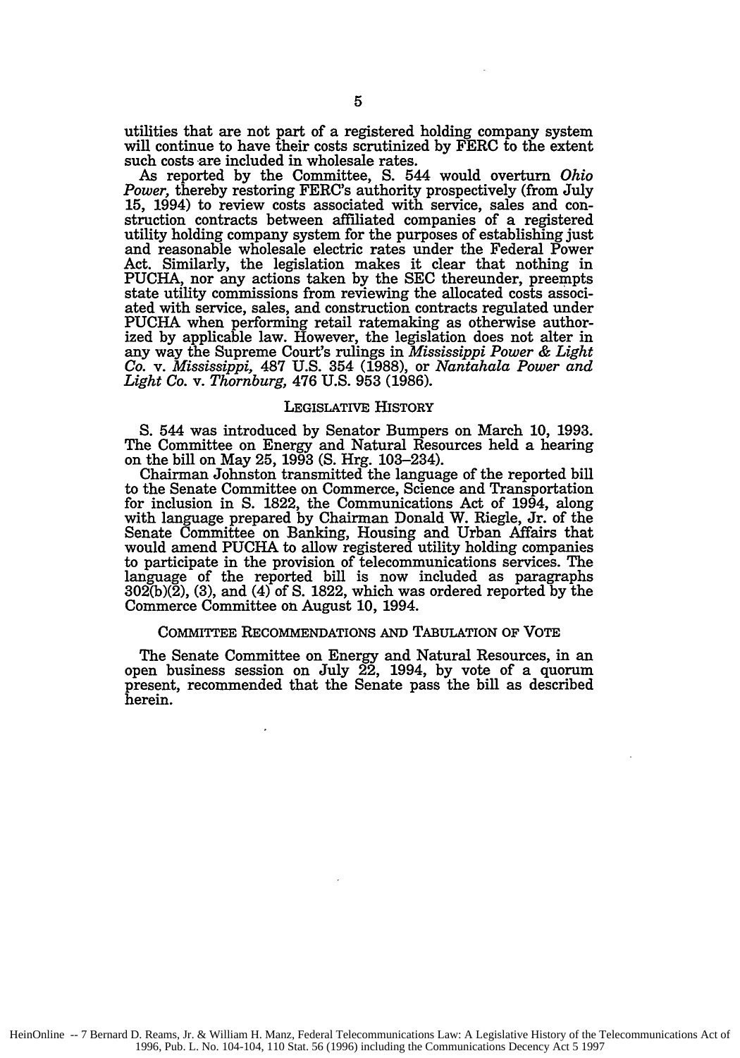utilities that are not part of a registered holding company system will continue to have their costs scrutinized by FERC to the extent such costs are included in wholesale rates.

As reported by the Committee, S. 544 would overturn *Ohio Power,* thereby restoring FERC's authority prospectively (from July 15, 1994) to review costs associated with service, sales and construction contracts between affiliated companies of a registered utility holding company system for the purposes of establishing just and reasonable wholesale electric rates under the Federal Power Act. Similarly, the legislation makes it clear that nothing in PUCHA, nor any actions taken by the SEC thereunder, preempts state utility commissions from reviewing the allocated costs associated with service, sales, and construction contracts regulated under PUCHA when performing retail ratemaking as otherwise authorized by applicable law. However, the legislation does not alter in any way the Supreme Court's rulings in *Mississippi Power & Light Co.* v. *Mississippi,* 487 U.S. 354 (1988), or *Nantahala Power and Light Co.* v. *Thornburg,* 476 U.S. 953 (1986).

## LEGISLATIVE HISTORY

S. 544 was introduced by Senator Bumpers on March 10, 1993. The Committee on Energy and Natural Resources held a hearing on the bill on May 25, 1993 (S. Hrg. 103–234).

Chairman Johnston transmitted the language of the reported bill to the Senate Committee on Commerce, Science and Transportation for inclusion in S. 1822, the Communications Act of 1994, along with language prepared by Chairman Donald W. Riegle, Jr. of the Senate Committee on Banking, Housing and Urban Affairs that would amend PUCHA to allow registered utility holding companies to participate in the provision of telecommunications services. The language of the reported bill is now included as paragraphs 302(b)(2), (3), and (4) of S. 1822, which was ordered reported by the Commerce Committee on August 10, 1994.

## COMMITTEE RECOMMENDATIONS AND TABULATION OF VOTE

The Senate Committee on Energy and Natural Resources, in an open business session on July 22, 1994, by vote of a quorum present, recommended that the Senate pass the bill as described herein.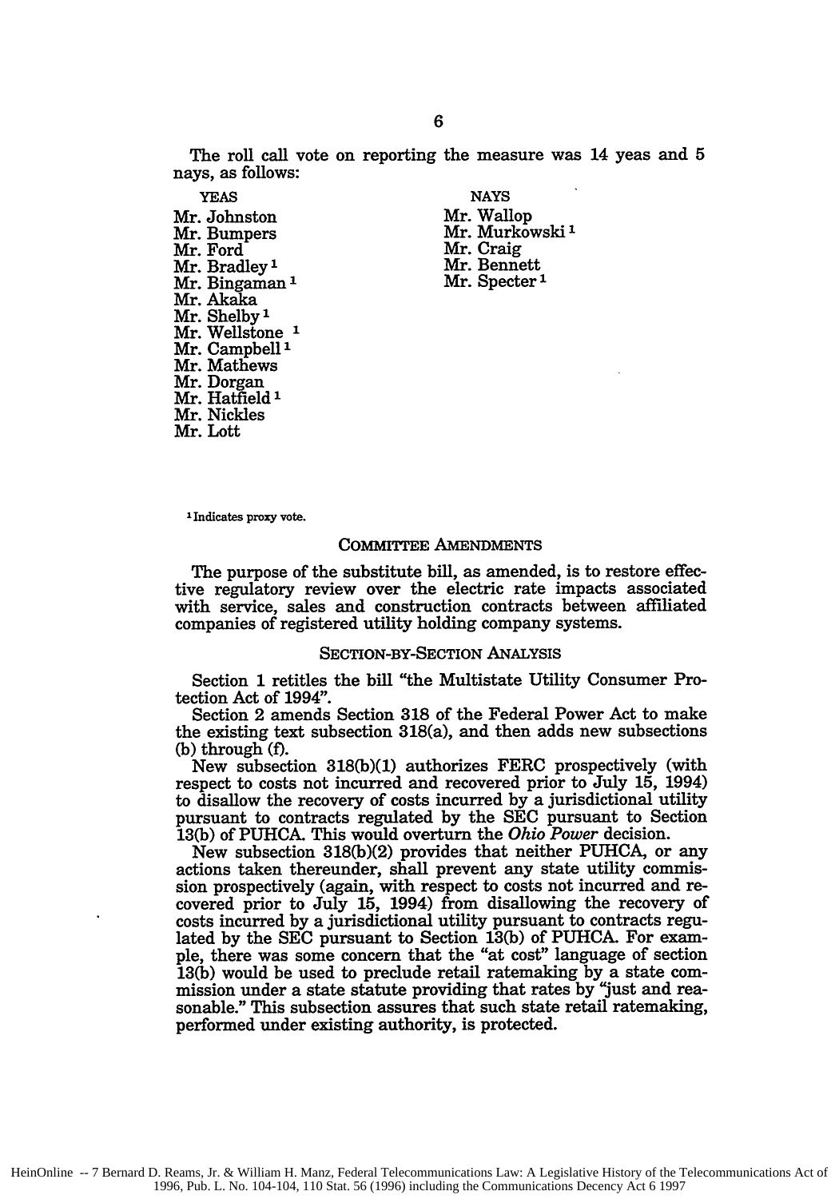The roll call vote on reporting the measure was 14 yeas and 5 nays, as follows:

| YEAS | NAYS |
|---|---|
| Mr. Johnston | Mr. Wallop |
| Mr. Bumpers | Mr. Murkowski[1] |
| Mr. Ford | Mr. Craig |
| Mr. Bradley[1] | Mr. Bennett |
| Mr. Bingaman[1] | Mr. Specter[1] |
| Mr. Akaka | |
| Mr. Shelby[1] | |
| Mr. Wellstone[1] | |
| Mr. Campbell[1] | |
| Mr. Mathews | |
| Mr. Dorgan | |
| Mr. Hatfield[1] | |
| Mr. Nickles | |
| Mr. Lott | |

[1] Indicates proxy vote.

## COMMITTEE AMENDMENTS

The purpose of the substitute bill, as amended, is to restore effective regulatory review over the electric rate impacts associated with service, sales and construction contracts between affiliated companies of registered utility holding company systems.

## SECTION-BY-SECTION ANALYSIS

Section 1 retitles the bill "the Multistate Utility Consumer Protection Act of 1994".

Section 2 amends Section 318 of the Federal Power Act to make the existing text subsection 318(a), and then adds new subsections (b) through (f).

New subsection 318(b)(1) authorizes FERC prospectively (with respect to costs not incurred and recovered prior to July 15, 1994) to disallow the recovery of costs incurred by a jurisdictional utility pursuant to contracts regulated by the SEC pursuant to Section 13(b) of PUHCA. This would overturn the *Ohio Power* decision.

New subsection 318(b)(2) provides that neither PUHCA, or any actions taken thereunder, shall prevent any state utility commission prospectively (again, with respect to costs not incurred and recovered prior to July 15, 1994) from disallowing the recovery of costs incurred by a jurisdictional utility pursuant to contracts regulated by the SEC pursuant to Section 13(b) of PUHCA. For example, there was some concern that the "at cost" language of section 13(b) would be used to preclude retail ratemaking by a state commission under a state statute providing that rates by "just and reasonable." This subsection assures that such state retail ratemaking, performed under existing authority, is protected.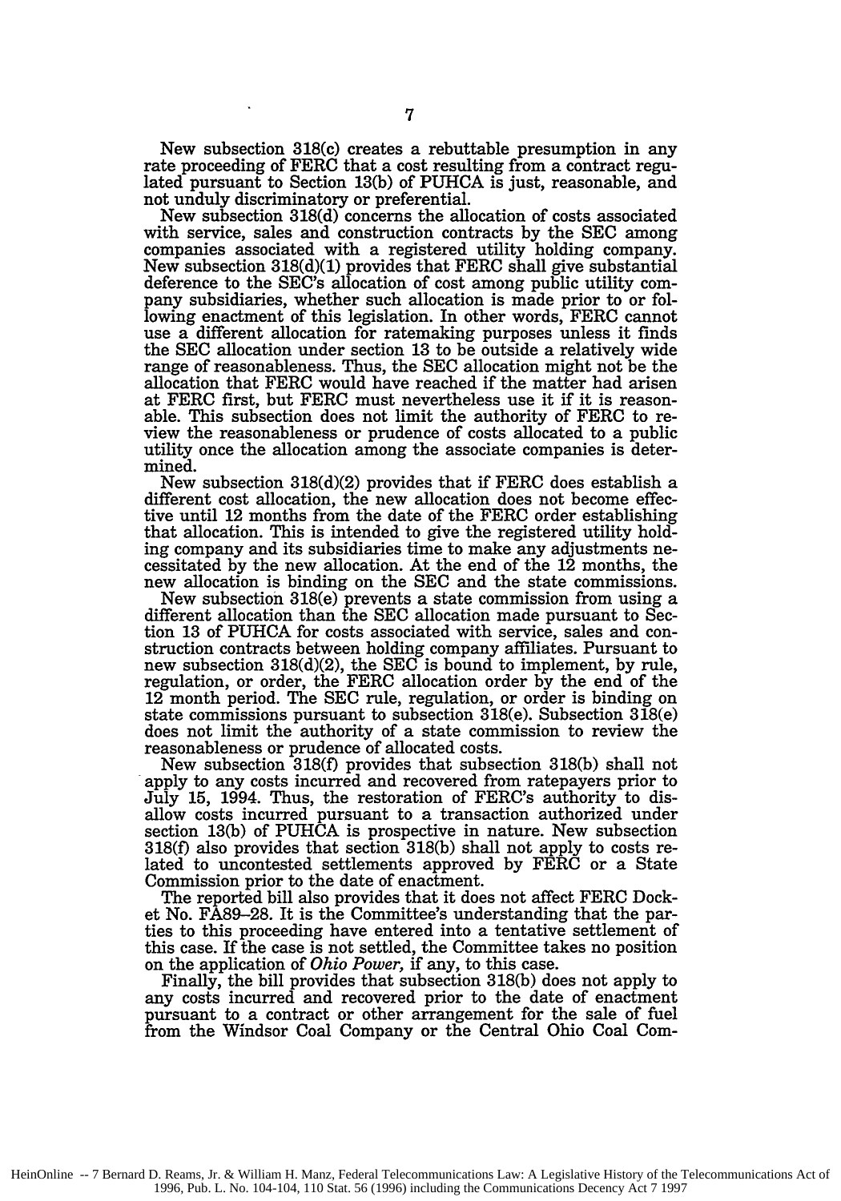New subsection 318(c) creates a rebuttable presumption in any rate proceeding of FERC that a cost resulting from a contract regulated pursuant to Section 13(b) of PUHCA is just, reasonable, and not unduly discriminatory or preferential.

New subsection 318(d) concerns the allocation of costs associated with service, sales and construction contracts by the SEC among companies associated with a registered utility holding company. New subsection 318(d)(1) provides that FERC shall give substantial deference to the SEC's allocation of cost among public utility company subsidiaries, whether such allocation is made prior to or following enactment of this legislation. In other words, FERC cannot use a different allocation for ratemaking purposes unless it finds the SEC allocation under section 13 to be outside a relatively wide range of reasonableness. Thus, the SEC allocation might not be the allocation that FERC would have reached if the matter had arisen at FERC first, but FERC must nevertheless use it if it is reasonable. This subsection does not limit the authority of FERC to review the reasonableness or prudence of costs allocated to a public utility once the allocation among the associate companies is determined.

New subsection 318(d)(2) provides that if FERC does establish a different cost allocation, the new allocation does not become effective until 12 months from the date of the FERC order establishing that allocation. This is intended to give the registered utility holding company and its subsidiaries time to make any adjustments necessitated by the new allocation. At the end of the 12 months, the new allocation is binding on the SEC and the state commissions.

New subsection 318(e) prevents a state commission from using a different allocation than the SEC allocation made pursuant to Section 13 of PUHCA for costs associated with service, sales and construction contracts between holding company affiliates. Pursuant to new subsection 318(d)(2), the SEC is bound to implement, by rule, regulation, or order, the FERC allocation order by the end of the 12 month period. The SEC rule, regulation, or order is binding on state commissions pursuant to subsection 318(e). Subsection 318(e) does not limit the authority of a state commission to review the reasonableness or prudence of allocated costs.

New subsection 318(f) provides that subsection 318(b) shall not apply to any costs incurred and recovered from ratepayers prior to July 15, 1994. Thus, the restoration of FERC's authority to disallow costs incurred pursuant to a transaction authorized under section 13(b) of PUHCA is prospective in nature. New subsection 318(f) also provides that section 318(b) shall not apply to costs related to uncontested settlements approved by FERC or a State Commission prior to the date of enactment.

The reported bill also provides that it does not affect FERC Docket No. FA89-28. It is the Committee's understanding that the parties to this proceeding have entered into a tentative settlement of this case. If the case is not settled, the Committee takes no position on the application of *Ohio Power,* if any, to this case.

Finally, the bill provides that subsection 318(b) does not apply to any costs incurred and recovered prior to the date of enactment pursuant to a contract or other arrangement for the sale of fuel from the Windsor Coal Company or the Central Ohio Coal Com-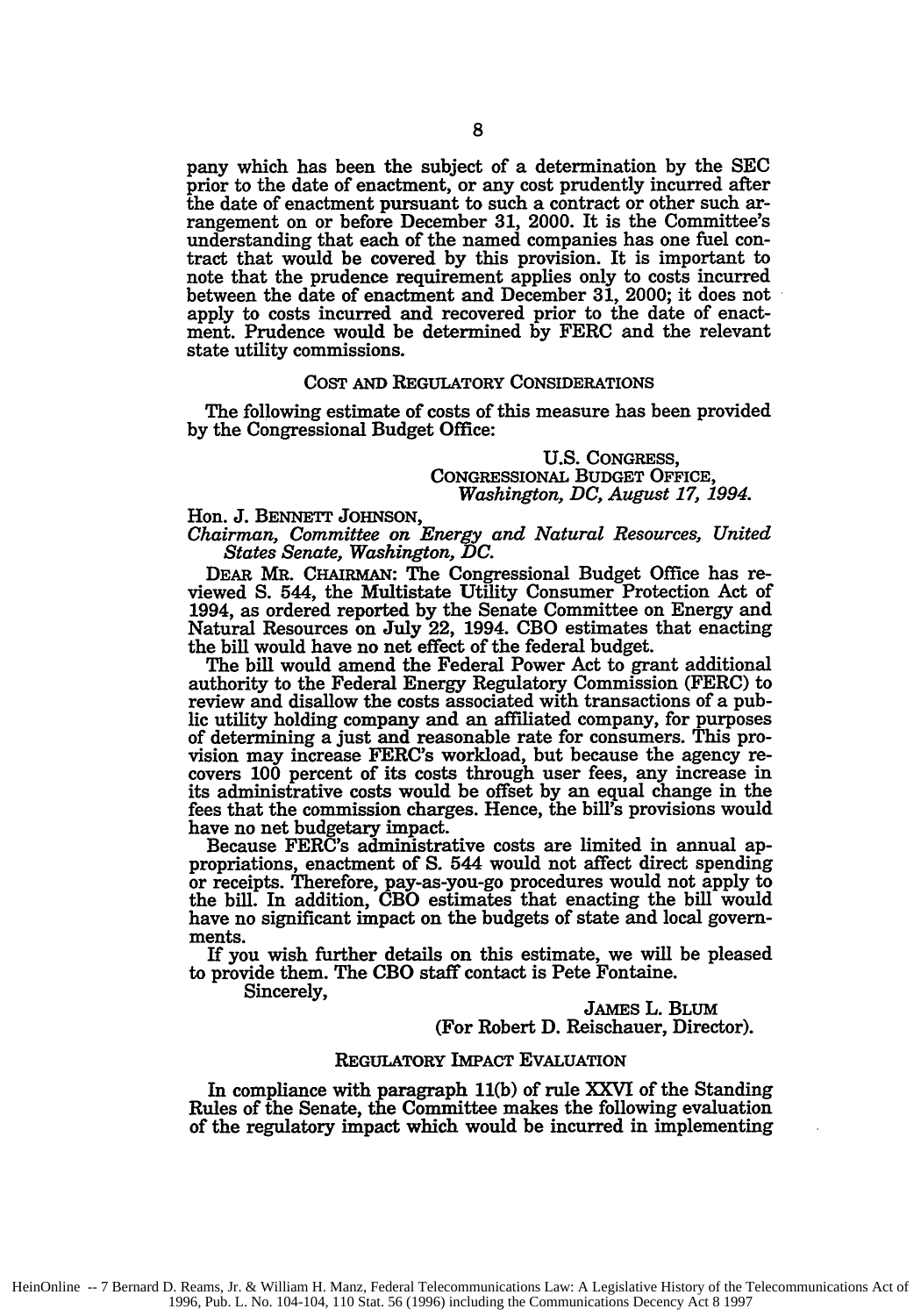pany which has been the subject of a determination by the SEC prior to the date of enactment, or any cost prudently incurred after the date of enactment pursuant to such a contract or other such arrangement on or before December 31, 2000. It is the Committee's understanding that each of the named companies has one fuel contract that would be covered by this provision. It is important to note that the prudence requirement applies only to costs incurred between the date of enactment and December 31, 2000; it does not apply to costs incurred and recovered prior to the date of enactment. Prudence would be determined by FERC and the relevant state utility commissions.

## COST AND REGULATORY CONSIDERATIONS

The following estimate of costs of this measure has been provided by the Congressional Budget Office:

U.S. CONGRESS,
CONGRESSIONAL BUDGET OFFICE,
*Washington, DC, August 17, 1994.*

Hon. J. BENNETT JOHNSON,
*Chairman, Committee on Energy and Natural Resources, United States Senate, Washington, DC.*

DEAR MR. CHAIRMAN: The Congressional Budget Office has reviewed S. 544, the Multistate Utility Consumer Protection Act of 1994, as ordered reported by the Senate Committee on Energy and Natural Resources on July 22, 1994. CBO estimates that enacting the bill would have no net effect of the federal budget.

The bill would amend the Federal Power Act to grant additional authority to the Federal Energy Regulatory Commission (FERC) to review and disallow the costs associated with transactions of a public utility holding company and an affiliated company, for purposes of determining a just and reasonable rate for consumers. This provision may increase FERC's workload, but because the agency recovers 100 percent of its costs through user fees, any increase in its administrative costs would be offset by an equal change in the fees that the commission charges. Hence, the bill's provisions would have no net budgetary impact.

Because FERC's administrative costs are limited in annual appropriations, enactment of S. 544 would not affect direct spending or receipts. Therefore, pay-as-you-go procedures would not apply to the bill. In addition, CBO estimates that enacting the bill would have no significant impact on the budgets of state and local governments.

If you wish further details on this estimate, we will be pleased to provide them. The CBO staff contact is Pete Fontaine.

Sincerely,

JAMES L. BLUM
(For Robert D. Reischauer, Director).

## REGULATORY IMPACT EVALUATION

In compliance with paragraph 11(b) of rule XXVI of the Standing Rules of the Senate, the Committee makes the following evaluation of the regulatory impact which would be incurred in implementing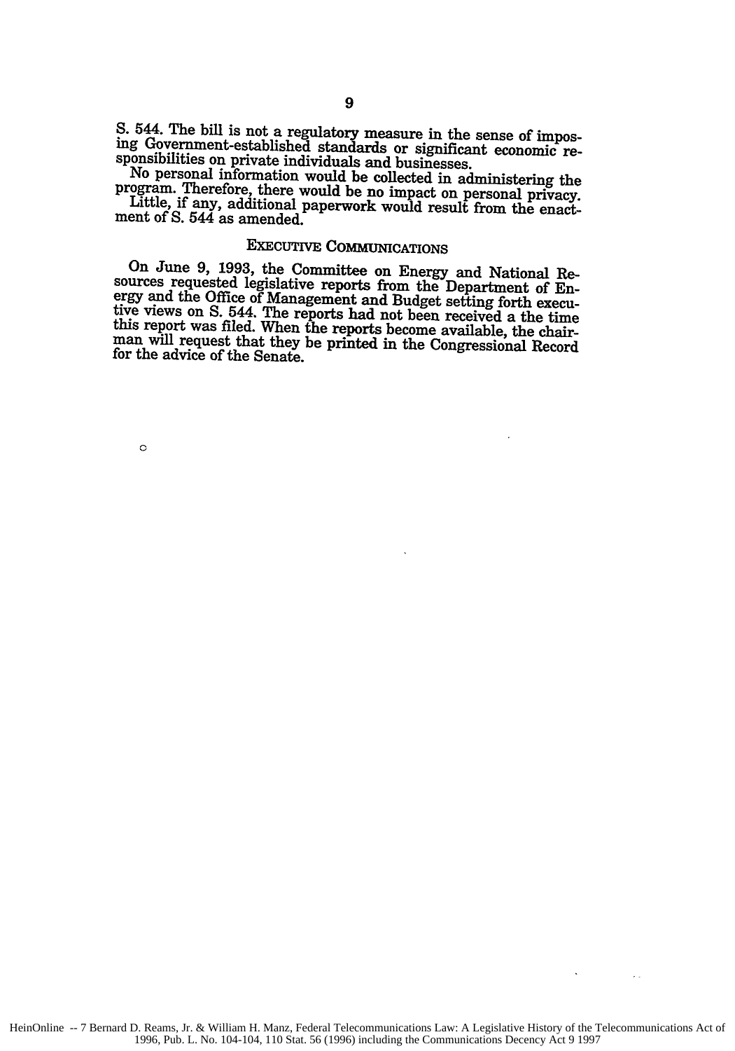S. 544. The bill is not a regulatory measure in the sense of imposing Government-established standards or significant economic responsibilities on private individuals and businesses.

No personal information would be collected in administering the program. Therefore, there would be no impact on personal privacy.

Little, if any, additional paperwork would result from the enactment of S. 544 as amended.

## EXECUTIVE COMMUNICATIONS

On June 9, 1993, the Committee on Energy and National Resources requested legislative reports from the Department of Energy and the Office of Management and Budget setting forth executive views on S. 544. The reports had not been received a the time this report was filed. When the reports become available, the chairman will request that they be printed in the Congressional Record for the advice of the Senate.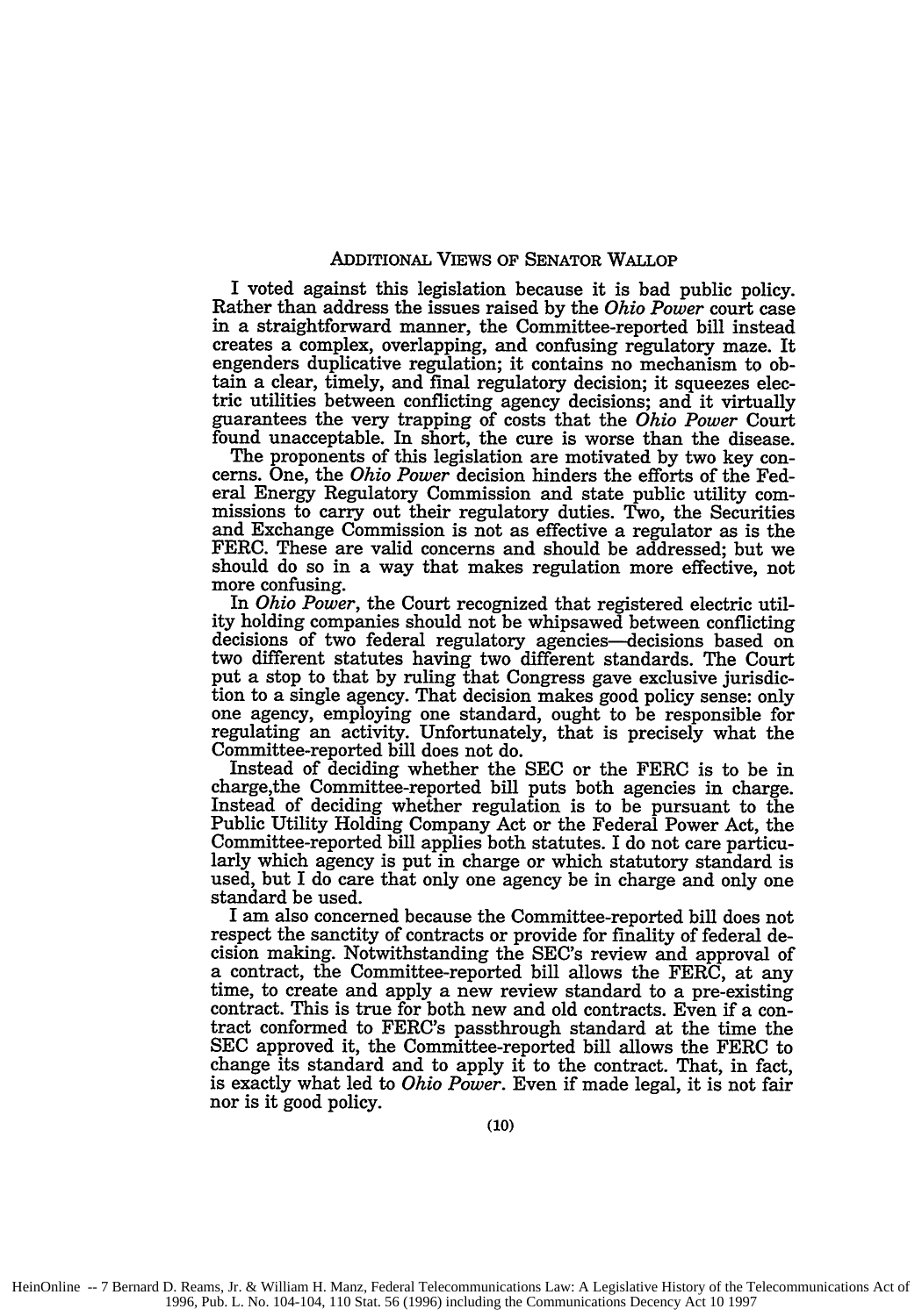## ADDITIONAL VIEWS OF SENATOR WALLOP

I voted against this legislation because it is bad public policy. Rather than address the issues raised by the *Ohio Power* court case in a straightforward manner, the Committee-reported bill instead creates a complex, overlapping, and confusing regulatory maze. It engenders duplicative regulation; it contains no mechanism to obtain a clear, timely, and final regulatory decision; it squeezes electric utilities between conflicting agency decisions; and it virtually guarantees the very trapping of costs that the *Ohio Power* Court found unacceptable. In short, the cure is worse than the disease.

The proponents of this legislation are motivated by two key concerns. One, the *Ohio Power* decision hinders the efforts of the Federal Energy Regulatory Commission and state public utility commissions to carry out their regulatory duties. Two, the Securities and Exchange Commission is not as effective a regulator as is the FERC. These are valid concerns and should be addressed; but we should do so in a way that makes regulation more effective, not more confusing.

In *Ohio Power*, the Court recognized that registered electric utility holding companies should not be whipsawed between conflicting decisions of two federal regulatory agencies—decisions based on two different statutes having two different standards. The Court put a stop to that by ruling that Congress gave exclusive jurisdiction to a single agency. That decision makes good policy sense: only one agency, employing one standard, ought to be responsible for regulating an activity. Unfortunately, that is precisely what the Committee-reported bill does not do.

Instead of deciding whether the SEC or the FERC is to be in charge,the Committee-reported bill puts both agencies in charge. Instead of deciding whether regulation is to be pursuant to the Public Utility Holding Company Act or the Federal Power Act, the Committee-reported bill applies both statutes. I do not care particularly which agency is put in charge or which statutory standard is used, but I do care that only one agency be in charge and only one standard be used.

I am also concerned because the Committee-reported bill does not respect the sanctity of contracts or provide for finality of federal decision making. Notwithstanding the SEC's review and approval of a contract, the Committee-reported bill allows the FERC, at any time, to create and apply a new review standard to a pre-existing contract. This is true for both new and old contracts. Even if a contract conformed to FERC's passthrough standard at the time the SEC approved it, the Committee-reported bill allows the FERC to change its standard and to apply it to the contract. That, in fact, is exactly what led to *Ohio Power*. Even if made legal, it is not fair nor is it good policy.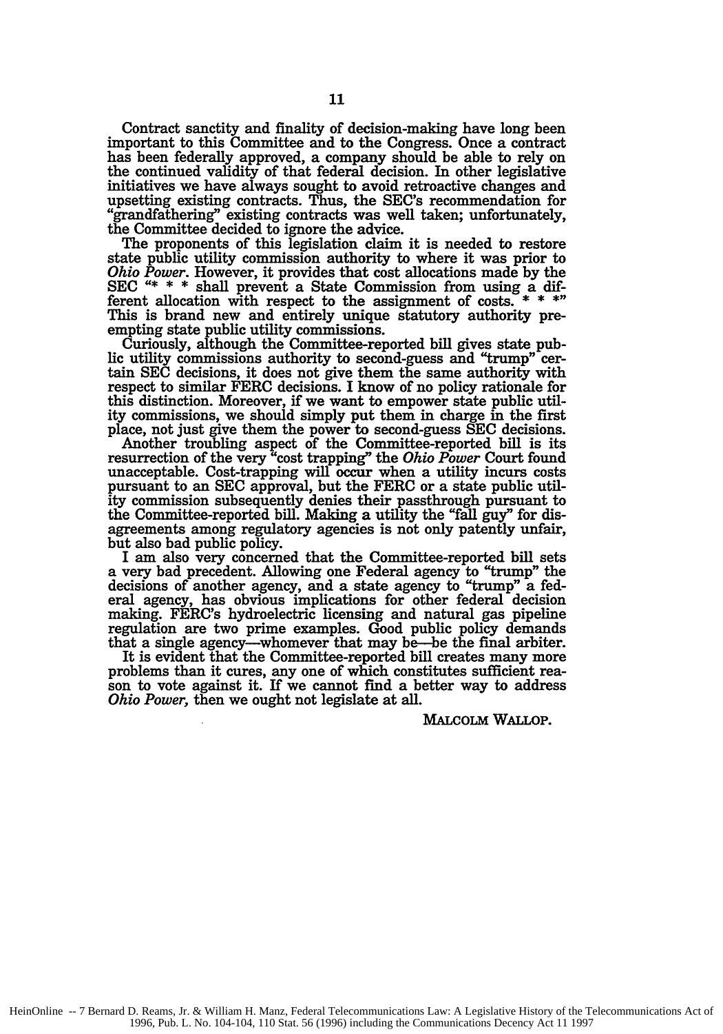Contract sanctity and finality of decision-making have long been important to this Committee and to the Congress. Once a contract has been federally approved, a company should be able to rely on the continued validity of that federal decision. In other legislative initiatives we have always sought to avoid retroactive changes and upsetting existing contracts. Thus, the SEC's recommendation for "grandfathering" existing contracts was well taken; unfortunately, the Committee decided to ignore the advice.

The proponents of this legislation claim it is needed to restore state public utility commission authority to where it was prior to *Ohio Power*. However, it provides that cost allocations made by the SEC "* * * shall prevent a State Commission from using a different allocation with respect to the assignment of costs. * * *" This is brand new and entirely unique statutory authority preempting state public utility commissions.

Curiously, although the Committee-reported bill gives state public utility commissions authority to second-guess and "trump" certain SEC decisions, it does not give them the same authority with respect to similar FERC decisions. I know of no policy rationale for this distinction. Moreover, if we want to empower state public utility commissions, we should simply put them in charge in the first place, not just give them the power to second-guess SEC decisions.

Another troubling aspect of the Committee-reported bill is its resurrection of the very "cost trapping" the *Ohio Power* Court found unacceptable. Cost-trapping will occur when a utility incurs costs pursuant to an SEC approval, but the FERC or a state public utility commission subsequently denies their passthrough pursuant to the Committee-reported bill. Making a utility the "fall guy" for disagreements among regulatory agencies is not only patently unfair, but also bad public policy.

I am also very concerned that the Committee-reported bill sets a very bad precedent. Allowing one Federal agency to "trump" the decisions of another agency, and a state agency to "trump" a federal agency, has obvious implications for other federal decision making. FERC's hydroelectric licensing and natural gas pipeline regulation are two prime examples. Good public policy demands that a single agency—whomever that may be—be the final arbiter.

It is evident that the Committee-reported bill creates many more problems than it cures, any one of which constitutes sufficient reason to vote against it. If we cannot find a better way to address *Ohio Power,* then we ought not legislate at all.

MALCOLM WALLOP.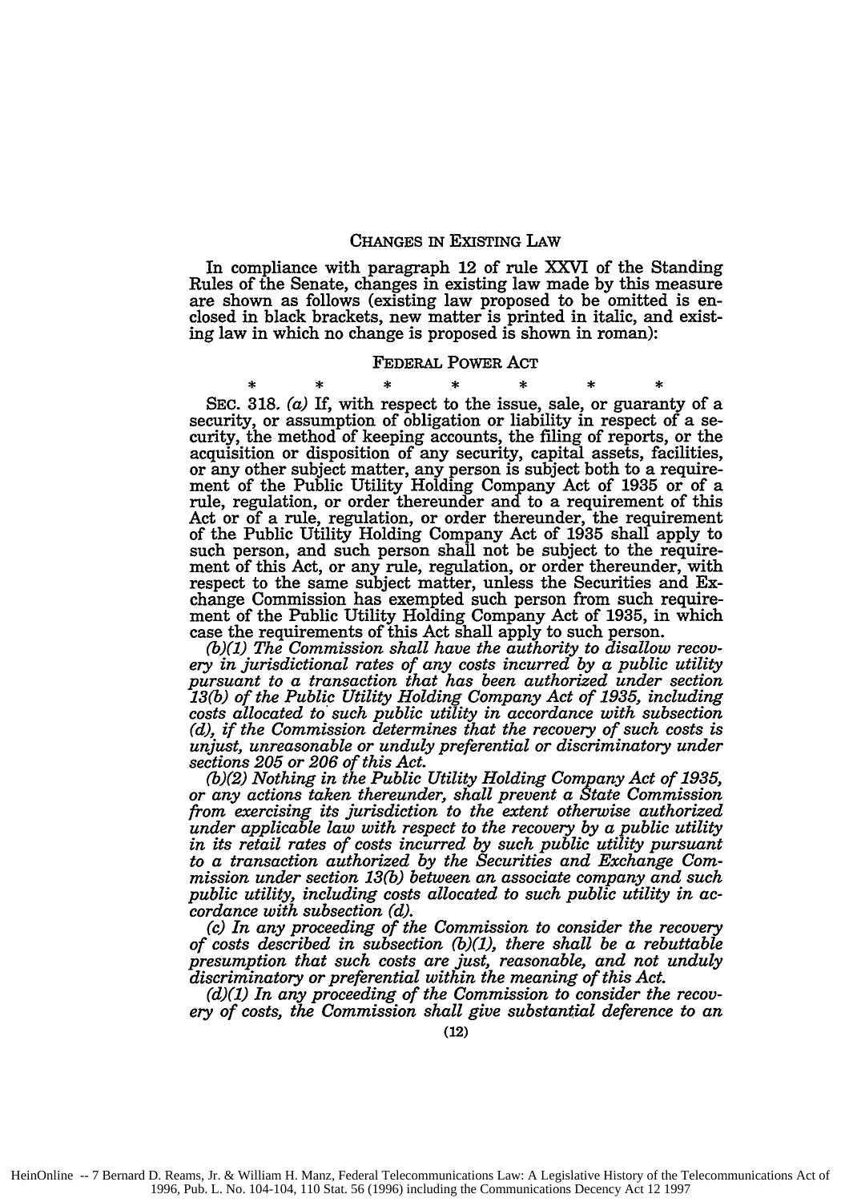## CHANGES IN EXISTING LAW

In compliance with paragraph 12 of rule XXVI of the Standing Rules of the Senate, changes in existing law made by this measure are shown as follows (existing law proposed to be omitted is enclosed in black brackets, new matter is printed in italic, and existing law in which no change is proposed is shown in roman):

### FEDERAL POWER ACT

\* \* \* \* \* \* \*

SEC. 318. *(a)* If, with respect to the issue, sale, or guaranty of a security, or assumption of obligation or liability in respect of a security, the method of keeping accounts, the filing of reports, or the acquisition or disposition of any security, capital assets, facilities, or any other subject matter, any person is subject both to a requirement of the Public Utility Holding Company Act of 1935 or of a rule, regulation, or order thereunder and to a requirement of this Act or of a rule, regulation, or order thereunder, the requirement of the Public Utility Holding Company Act of 1935 shall apply to such person, and such person shall not be subject to the requirement of this Act, or any rule, regulation, or order thereunder, with respect to the same subject matter, unless the Securities and Exchange Commission has exempted such person from such requirement of the Public Utility Holding Company Act of 1935, in which case the requirements of this Act shall apply to such person.

*(b)(1) The Commission shall have the authority to disallow recovery in jurisdictional rates of any costs incurred by a public utility pursuant to a transaction that has been authorized under section 13(b) of the Public Utility Holding Company Act of 1935, including costs allocated to such public utility in accordance with subsection (d), if the Commission determines that the recovery of such costs is unjust, unreasonable or unduly preferential or discriminatory under sections 205 or 206 of this Act.*

*(b)(2) Nothing in the Public Utility Holding Company Act of 1935, or any actions taken thereunder, shall prevent a State Commission from exercising its jurisdiction to the extent otherwise authorized under applicable law with respect to the recovery by a public utility in its retail rates of costs incurred by such public utility pursuant to a transaction authorized by the Securities and Exchange Commission under section 13(b) between an associate company and such public utility, including costs allocated to such public utility in accordance with subsection (d).*

*(c) In any proceeding of the Commission to consider the recovery of costs described in subsection (b)(1), there shall be a rebuttable presumption that such costs are just, reasonable, and not unduly discriminatory or preferential within the meaning of this Act.*

*(d)(1) In any proceeding of the Commission to consider the recovery of costs, the Commission shall give substantial deference to an*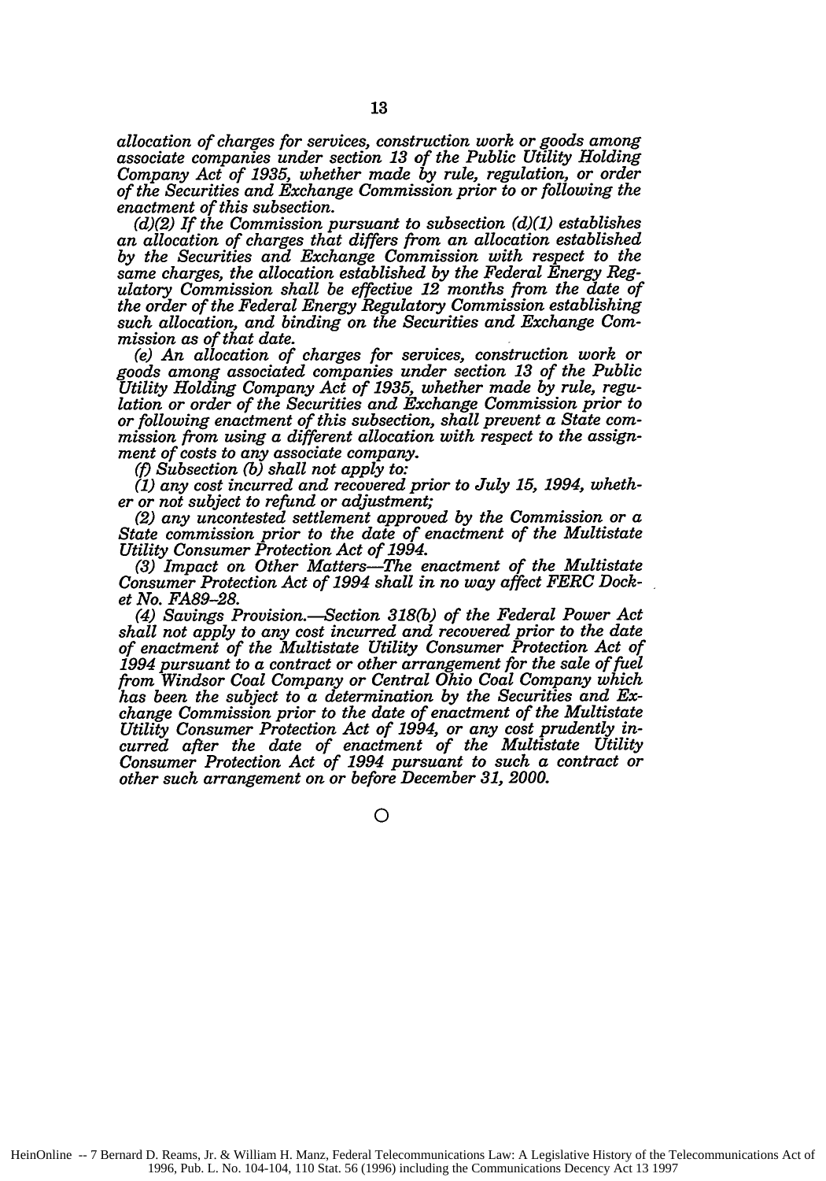*allocation of charges for services, construction work or goods among associate companies under section 13 of the Public Utility Holding Company Act of 1935, whether made by rule, regulation, or order of the Securities and Exchange Commission prior to or following the enactment of this subsection.*

*(d)(2) If the Commission pursuant to subsection (d)(1) establishes an allocation of charges that differs from an allocation established by the Securities and Exchange Commission with respect to the same charges, the allocation established by the Federal Energy Regulatory Commission shall be effective 12 months from the date of the order of the Federal Energy Regulatory Commission establishing such allocation, and binding on the Securities and Exchange Commission as of that date.*

*(e) An allocation of charges for services, construction work or goods among associated companies under section 13 of the Public Utility Holding Company Act of 1935, whether made by rule, regulation or order of the Securities and Exchange Commission prior to or following enactment of this subsection, shall prevent a State commission from using a different allocation with respect to the assignment of costs to any associate company.*

*(f) Subsection (b) shall not apply to:*

*(1) any cost incurred and recovered prior to July 15, 1994, whether or not subject to refund or adjustment;*

*(2) any uncontested settlement approved by the Commission or a State commission prior to the date of enactment of the Multistate Utility Consumer Protection Act of 1994.*

*(3) Impact on Other Matters—The enactment of the Multistate Consumer Protection Act of 1994 shall in no way affect FERC Docket No. FA89–28.*

*(4) Savings Provision.—Section 318(b) of the Federal Power Act shall not apply to any cost incurred and recovered prior to the date of enactment of the Multistate Utility Consumer Protection Act of 1994 pursuant to a contract or other arrangement for the sale of fuel from Windsor Coal Company or Central Ohio Coal Company which has been the subject to a determination by the Securities and Exchange Commission prior to the date of enactment of the Multistate Utility Consumer Protection Act of 1994, or any cost prudently incurred after the date of enactment of the Multistate Utility Consumer Protection Act of 1994 pursuant to such a contract or other such arrangement on or before December 31, 2000.*

○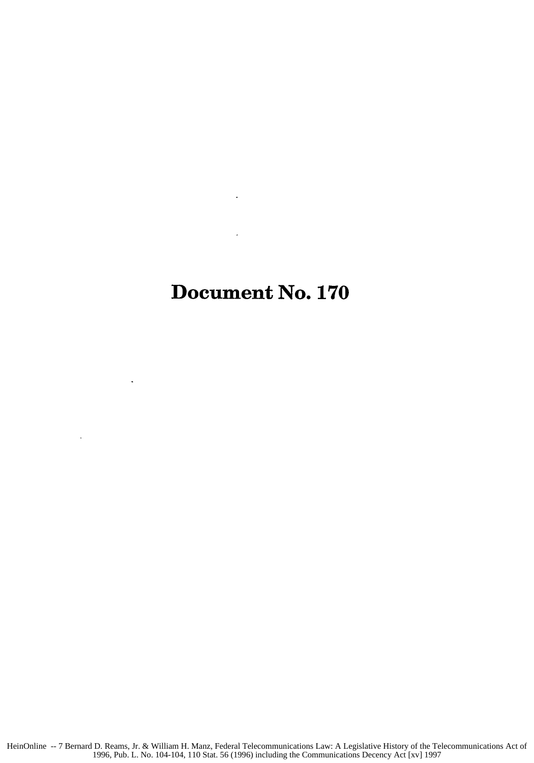# Document No. 170